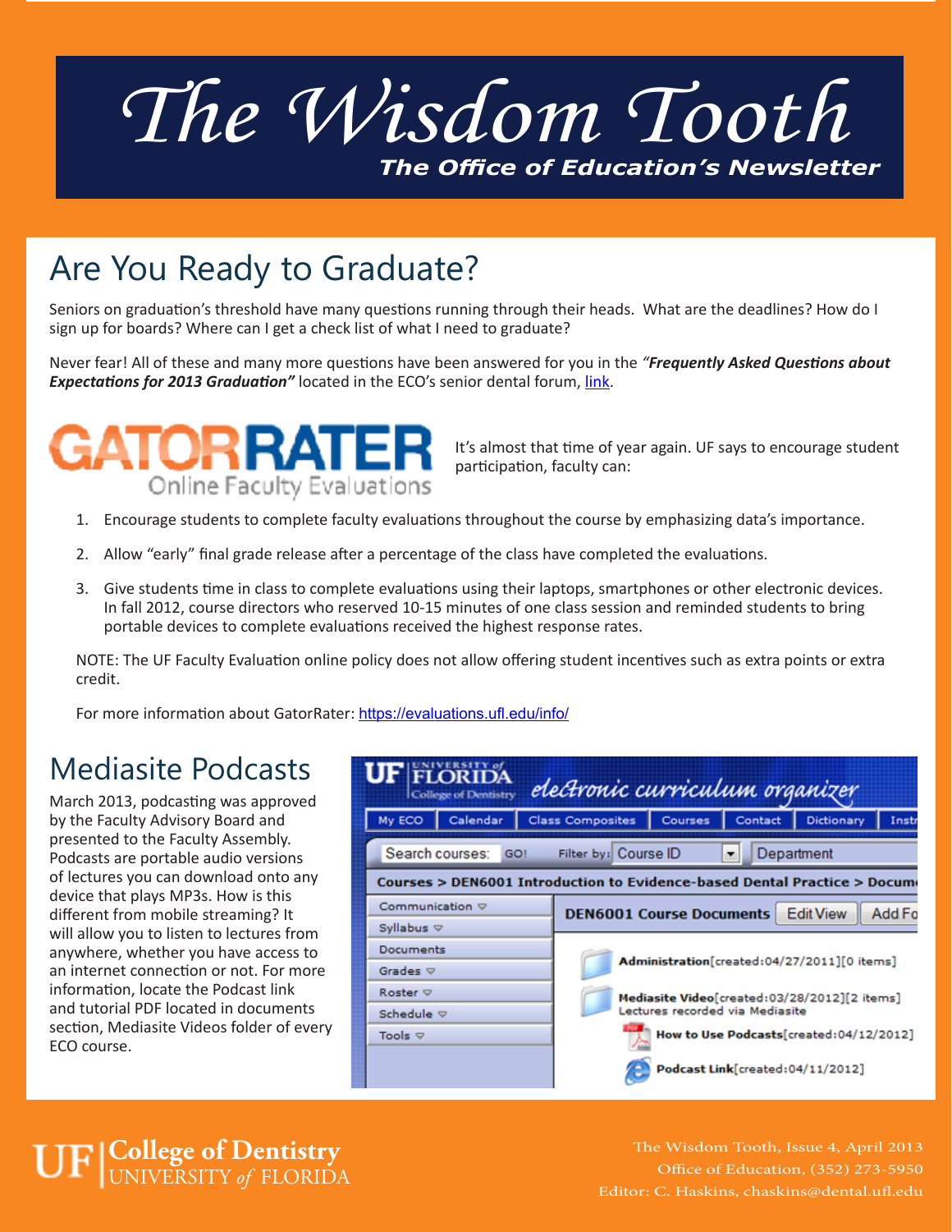# The Wisdom Tooth

**The Office of Education's Newsletter**

## Are You Ready to Graduate?

Seniors on graduation's threshold have many questions running through their heads. What are the deadlines? How do I sign up for boards? Where can I get a check list of what I need to graduate?

Never fear! All of these and many more questions have been answered for you in the ***"Frequently Asked Questions about Expectations for 2013 Graduation"*** located in the ECO's senior dental forum, link.

## GATORRATER

Online Faculty Evaluations

It's almost that time of year again. UF says to encourage student participation, faculty can:

1. Encourage students to complete faculty evaluations throughout the course by emphasizing data's importance.
2. Allow "early" final grade release after a percentage of the class have completed the evaluations.
3. Give students time in class to complete evaluations using their laptops, smartphones or other electronic devices. In fall 2012, course directors who reserved 10-15 minutes of one class session and reminded students to bring portable devices to complete evaluations received the highest response rates.

NOTE: The UF Faculty Evaluation online policy does not allow offering student incentives such as extra points or extra credit.

For more information about GatorRater: https://evaluations.ufl.edu/info/

## Mediasite Podcasts

March 2013, podcasting was approved by the Faculty Advisory Board and presented to the Faculty Assembly. Podcasts are portable audio versions of lectures you can download onto any device that plays MP3s. How is this different from mobile streaming? It will allow you to listen to lectures from anywhere, whether you have access to an internet connection or not. For more information, locate the Podcast link and tutorial PDF located in documents section, Mediasite Videos folder of every ECO course.

UF | College of Dentistry
UNIVERSITY of FLORIDA

The Wisdom Tooth, Issue 4, April 2013
Office of Education, (352) 273-5950
Editor: C. Haskins, chaskins@dental.ufl.edu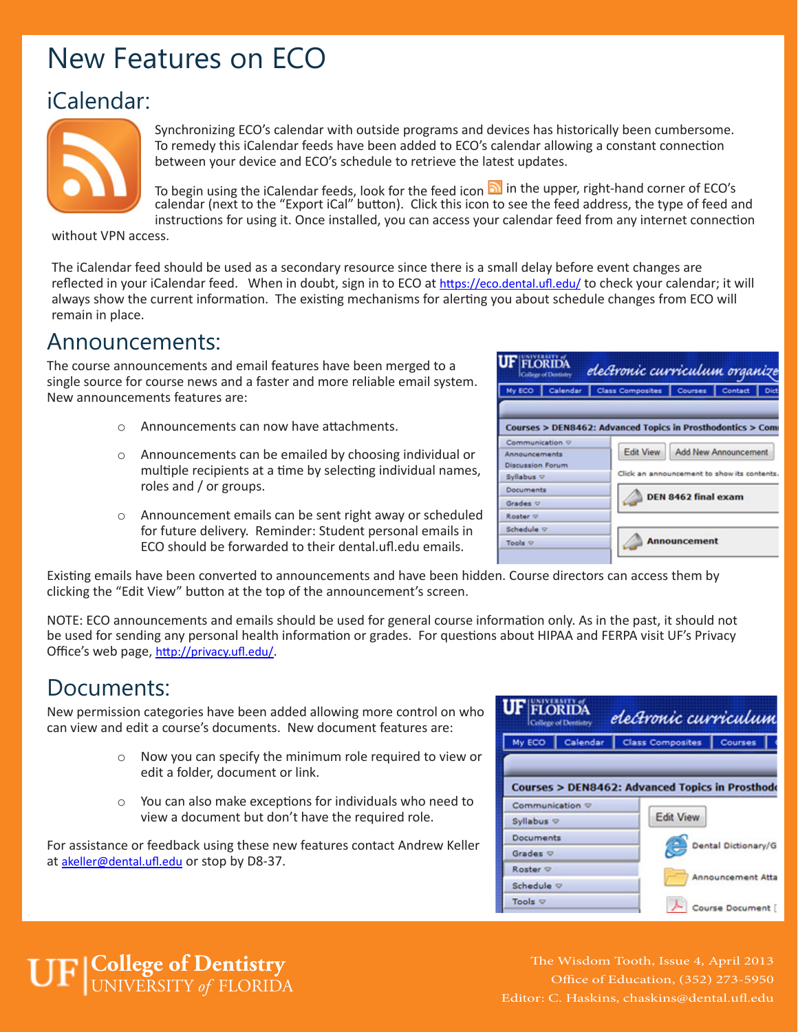# New Features on ECO

## iCalendar:

Synchronizing ECO's calendar with outside programs and devices has historically been cumbersome. To remedy this iCalendar feeds have been added to ECO's calendar allowing a constant connection between your device and ECO's schedule to retrieve the latest updates.

To begin using the iCalendar feeds, look for the feed icon in the upper, right-hand corner of ECO's calendar (next to the "Export iCal" button). Click this icon to see the feed address, the type of feed and instructions for using it. Once installed, you can access your calendar feed from any internet connection without VPN access.

The iCalendar feed should be used as a secondary resource since there is a small delay before event changes are reflected in your iCalendar feed. When in doubt, sign in to ECO at https://eco.dental.ufl.edu/ to check your calendar; it will always show the current information. The existing mechanisms for alerting you about schedule changes from ECO will remain in place.

## Announcements:

The course announcements and email features have been merged to a single source for course news and a faster and more reliable email system. New announcements features are:

- Announcements can now have attachments.
- Announcements can be emailed by choosing individual or multiple recipients at a time by selecting individual names, roles and / or groups.
- Announcement emails can be sent right away or scheduled for future delivery. Reminder: Student personal emails in ECO should be forwarded to their dental.ufl.edu emails.

Existing emails have been converted to announcements and have been hidden. Course directors can access them by clicking the "Edit View" button at the top of the announcement's screen.

NOTE: ECO announcements and emails should be used for general course information only. As in the past, it should not be used for sending any personal health information or grades. For questions about HIPAA and FERPA visit UF's Privacy Office's web page, http://privacy.ufl.edu/.

## Documents:

New permission categories have been added allowing more control on who can view and edit a course's documents. New document features are:

- Now you can specify the minimum role required to view or edit a folder, document or link.
- You can also make exceptions for individuals who need to view a document but don't have the required role.

For assistance or feedback using these new features contact Andrew Keller at akeller@dental.ufl.edu or stop by D8-37.

UF | College of Dentistry
UNIVERSITY of FLORIDA

The Wisdom Tooth, Issue 4, April 2013
Office of Education, (352) 273-5950
Editor: C. Haskins, chaskins@dental.ufl.edu